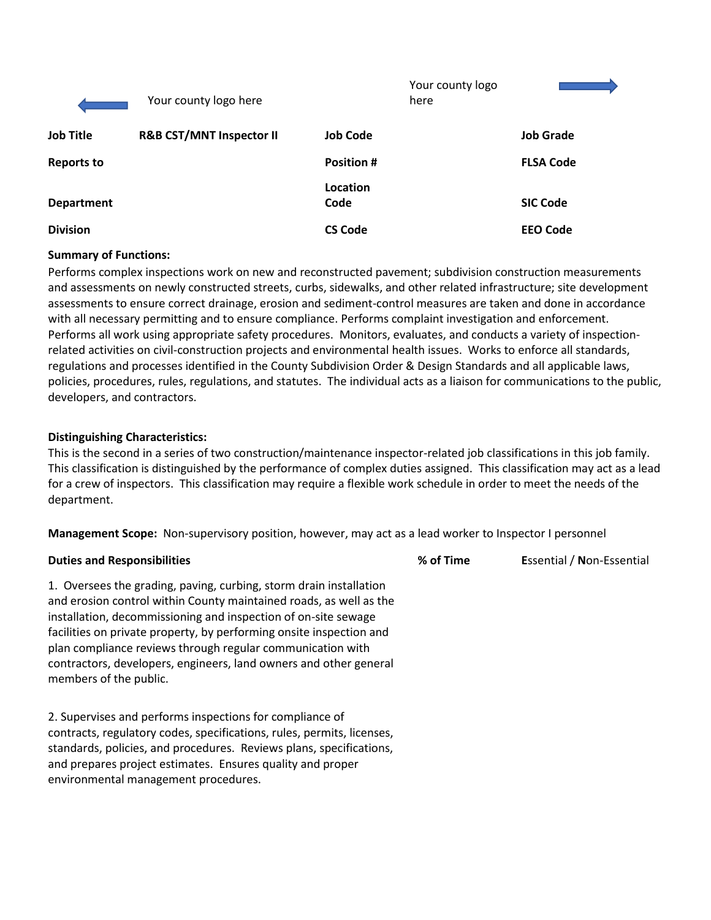Your county logo here

Your county logo here

| Job Title | R&B CST/MNT Inspector II | Job Code | | Job Grade | |
|---|---|---|---|---|---|
| Reports to | | Position # | | FLSA Code | |
| Department | | Location Code | | SIC Code | |
| Division | | CS Code | | EEO Code | |

**Summary of Functions:**

Performs complex inspections work on new and reconstructed pavement; subdivision construction measurements and assessments on newly constructed streets, curbs, sidewalks, and other related infrastructure; site development assessments to ensure correct drainage, erosion and sediment-control measures are taken and done in accordance with all necessary permitting and to ensure compliance. Performs complaint investigation and enforcement. Performs all work using appropriate safety procedures. Monitors, evaluates, and conducts a variety of inspection-related activities on civil-construction projects and environmental health issues. Works to enforce all standards, regulations and processes identified in the County Subdivision Order & Design Standards and all applicable laws, policies, procedures, rules, regulations, and statutes. The individual acts as a liaison for communications to the public, developers, and contractors.

**Distinguishing Characteristics:**

This is the second in a series of two construction/maintenance inspector-related job classifications in this job family. This classification is distinguished by the performance of complex duties assigned. This classification may act as a lead for a crew of inspectors. This classification may require a flexible work schedule in order to meet the needs of the department.

**Management Scope:** Non-supervisory position, however, may act as a lead worker to Inspector I personnel

| Duties and Responsibilities | % of Time | **E**ssential / **N**on-Essential |
|---|---|---|
| 1. Oversees the grading, paving, curbing, storm drain installation and erosion control within County maintained roads, as well as the installation, decommissioning and inspection of on-site sewage facilities on private property, by performing onsite inspection and plan compliance reviews through regular communication with contractors, developers, engineers, land owners and other general members of the public. | | |
| 2. Supervises and performs inspections for compliance of contracts, regulatory codes, specifications, rules, permits, licenses, standards, policies, and procedures. Reviews plans, specifications, and prepares project estimates. Ensures quality and proper environmental management procedures. | | |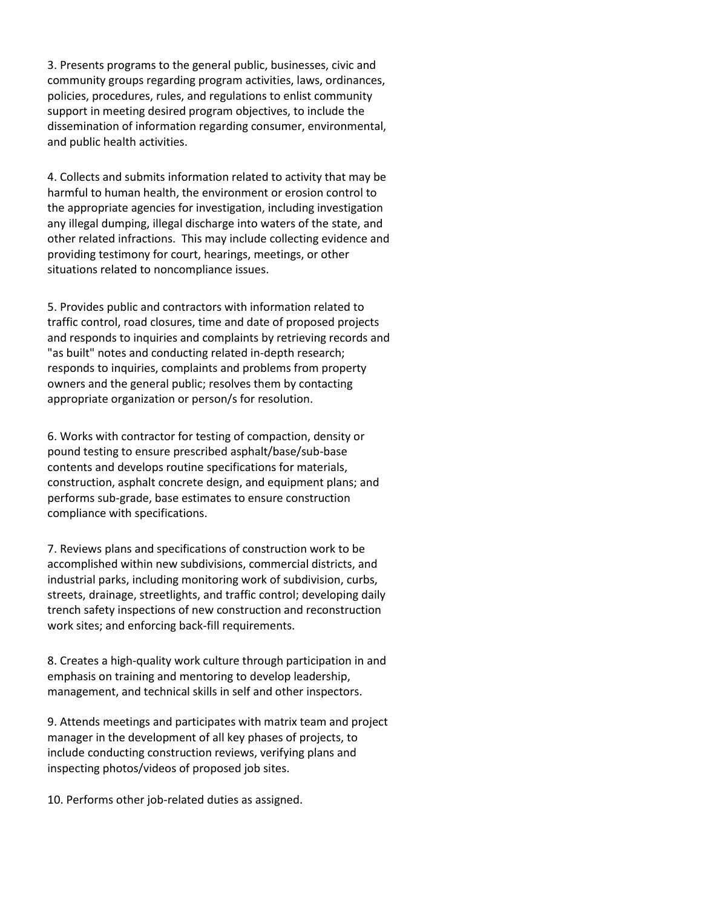3. Presents programs to the general public, businesses, civic and community groups regarding program activities, laws, ordinances, policies, procedures, rules, and regulations to enlist community support in meeting desired program objectives, to include the dissemination of information regarding consumer, environmental, and public health activities.

4. Collects and submits information related to activity that may be harmful to human health, the environment or erosion control to the appropriate agencies for investigation, including investigation any illegal dumping, illegal discharge into waters of the state, and other related infractions. This may include collecting evidence and providing testimony for court, hearings, meetings, or other situations related to noncompliance issues.

5. Provides public and contractors with information related to traffic control, road closures, time and date of proposed projects and responds to inquiries and complaints by retrieving records and "as built" notes and conducting related in-depth research; responds to inquiries, complaints and problems from property owners and the general public; resolves them by contacting appropriate organization or person/s for resolution.

6. Works with contractor for testing of compaction, density or pound testing to ensure prescribed asphalt/base/sub-base contents and develops routine specifications for materials, construction, asphalt concrete design, and equipment plans; and performs sub-grade, base estimates to ensure construction compliance with specifications.

7. Reviews plans and specifications of construction work to be accomplished within new subdivisions, commercial districts, and industrial parks, including monitoring work of subdivision, curbs, streets, drainage, streetlights, and traffic control; developing daily trench safety inspections of new construction and reconstruction work sites; and enforcing back-fill requirements.

8. Creates a high-quality work culture through participation in and emphasis on training and mentoring to develop leadership, management, and technical skills in self and other inspectors.

9. Attends meetings and participates with matrix team and project manager in the development of all key phases of projects, to include conducting construction reviews, verifying plans and inspecting photos/videos of proposed job sites.

10. Performs other job-related duties as assigned.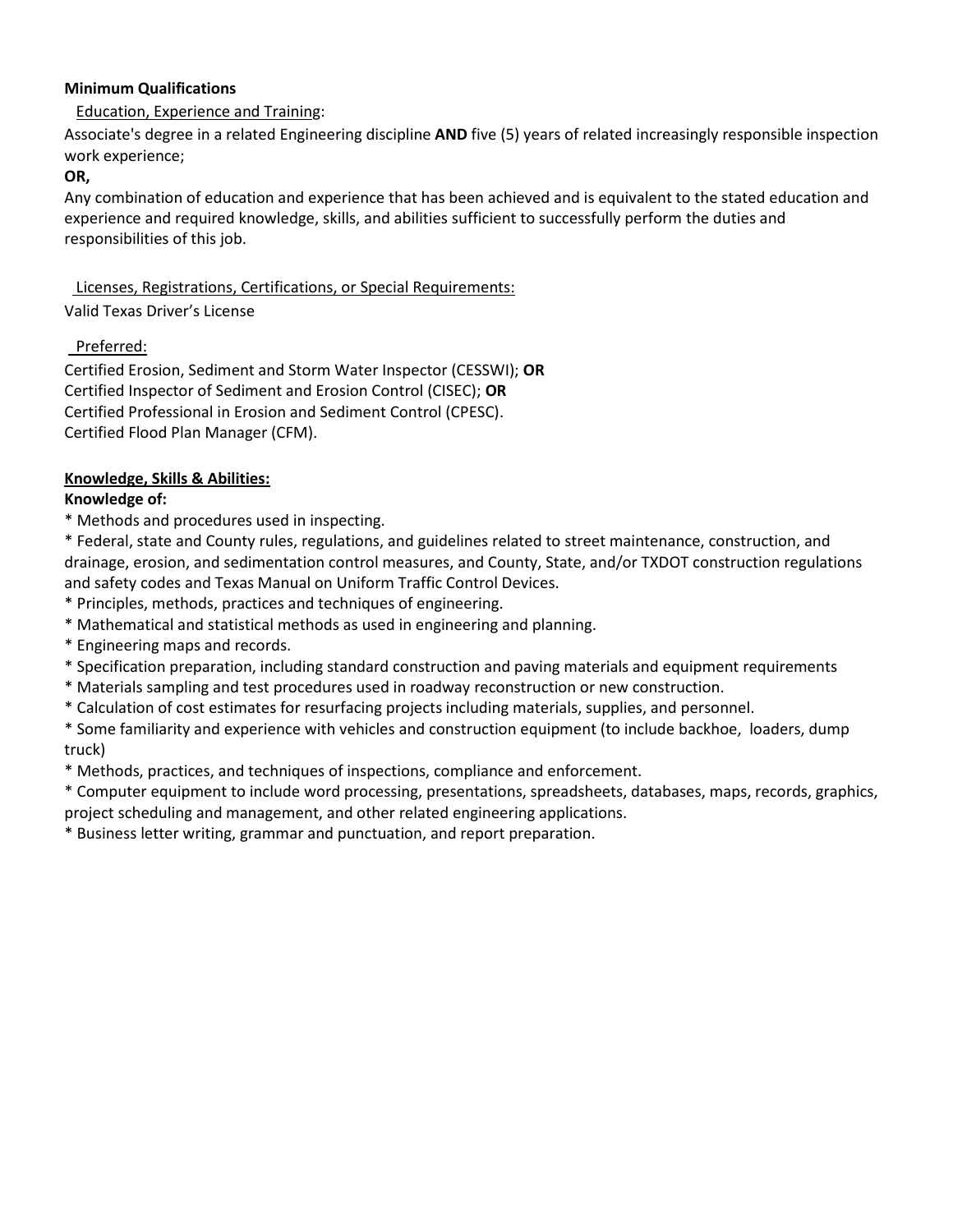**Minimum Qualifications**

Education, Experience and Training:

Associate's degree in a related Engineering discipline **AND** five (5) years of related increasingly responsible inspection work experience;

**OR,**

Any combination of education and experience that has been achieved and is equivalent to the stated education and experience and required knowledge, skills, and abilities sufficient to successfully perform the duties and responsibilities of this job.

Licenses, Registrations, Certifications, or Special Requirements:

Valid Texas Driver's License

Preferred:

Certified Erosion, Sediment and Storm Water Inspector (CESSWI); **OR**
Certified Inspector of Sediment and Erosion Control (CISEC); **OR**
Certified Professional in Erosion and Sediment Control (CPESC).
Certified Flood Plan Manager (CFM).

**Knowledge, Skills & Abilities:**

**Knowledge of:**

* Methods and procedures used in inspecting.
* Federal, state and County rules, regulations, and guidelines related to street maintenance, construction, and drainage, erosion, and sedimentation control measures, and County, State, and/or TXDOT construction regulations and safety codes and Texas Manual on Uniform Traffic Control Devices.
* Principles, methods, practices and techniques of engineering.
* Mathematical and statistical methods as used in engineering and planning.
* Engineering maps and records.
* Specification preparation, including standard construction and paving materials and equipment requirements
* Materials sampling and test procedures used in roadway reconstruction or new construction.
* Calculation of cost estimates for resurfacing projects including materials, supplies, and personnel.
* Some familiarity and experience with vehicles and construction equipment (to include backhoe, loaders, dump truck)
* Methods, practices, and techniques of inspections, compliance and enforcement.
* Computer equipment to include word processing, presentations, spreadsheets, databases, maps, records, graphics, project scheduling and management, and other related engineering applications.
* Business letter writing, grammar and punctuation, and report preparation.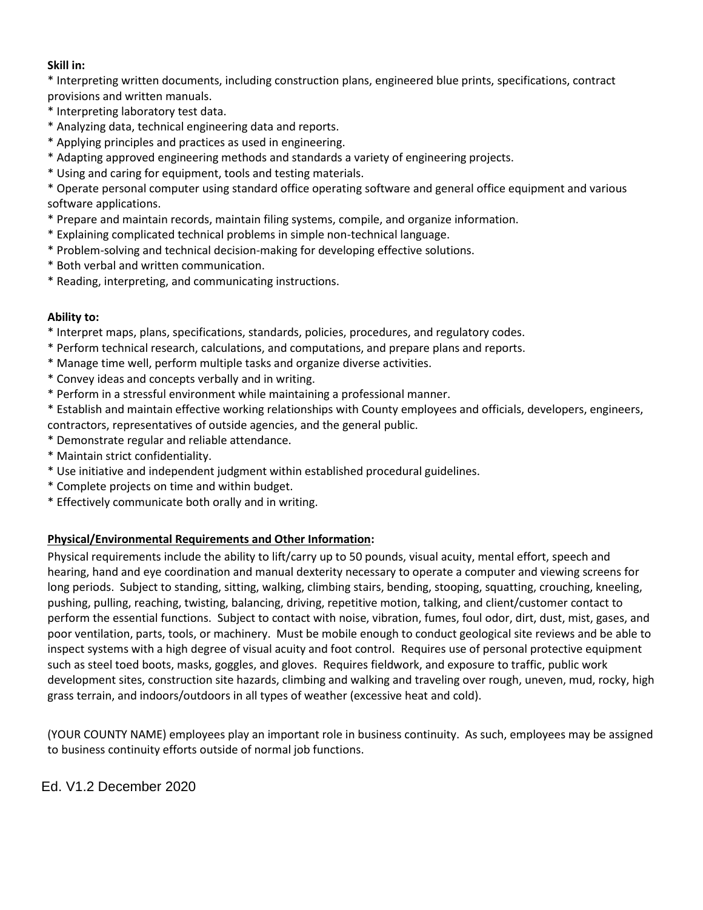**Skill in:**

* Interpreting written documents, including construction plans, engineered blue prints, specifications, contract provisions and written manuals.
* Interpreting laboratory test data.
* Analyzing data, technical engineering data and reports.
* Applying principles and practices as used in engineering.
* Adapting approved engineering methods and standards a variety of engineering projects.
* Using and caring for equipment, tools and testing materials.
* Operate personal computer using standard office operating software and general office equipment and various software applications.
* Prepare and maintain records, maintain filing systems, compile, and organize information.
* Explaining complicated technical problems in simple non-technical language.
* Problem-solving and technical decision-making for developing effective solutions.
* Both verbal and written communication.
* Reading, interpreting, and communicating instructions.

**Ability to:**

* Interpret maps, plans, specifications, standards, policies, procedures, and regulatory codes.
* Perform technical research, calculations, and computations, and prepare plans and reports.
* Manage time well, perform multiple tasks and organize diverse activities.
* Convey ideas and concepts verbally and in writing.
* Perform in a stressful environment while maintaining a professional manner.
* Establish and maintain effective working relationships with County employees and officials, developers, engineers, contractors, representatives of outside agencies, and the general public.
* Demonstrate regular and reliable attendance.
* Maintain strict confidentiality.
* Use initiative and independent judgment within established procedural guidelines.
* Complete projects on time and within budget.
* Effectively communicate both orally and in writing.

**Physical/Environmental Requirements and Other Information:**

Physical requirements include the ability to lift/carry up to 50 pounds, visual acuity, mental effort, speech and hearing, hand and eye coordination and manual dexterity necessary to operate a computer and viewing screens for long periods. Subject to standing, sitting, walking, climbing stairs, bending, stooping, squatting, crouching, kneeling, pushing, pulling, reaching, twisting, balancing, driving, repetitive motion, talking, and client/customer contact to perform the essential functions. Subject to contact with noise, vibration, fumes, foul odor, dirt, dust, mist, gases, and poor ventilation, parts, tools, or machinery. Must be mobile enough to conduct geological site reviews and be able to inspect systems with a high degree of visual acuity and foot control. Requires use of personal protective equipment such as steel toed boots, masks, goggles, and gloves. Requires fieldwork, and exposure to traffic, public work development sites, construction site hazards, climbing and walking and traveling over rough, uneven, mud, rocky, high grass terrain, and indoors/outdoors in all types of weather (excessive heat and cold).

(YOUR COUNTY NAME) employees play an important role in business continuity. As such, employees may be assigned to business continuity efforts outside of normal job functions.

Ed. V1.2 December 2020